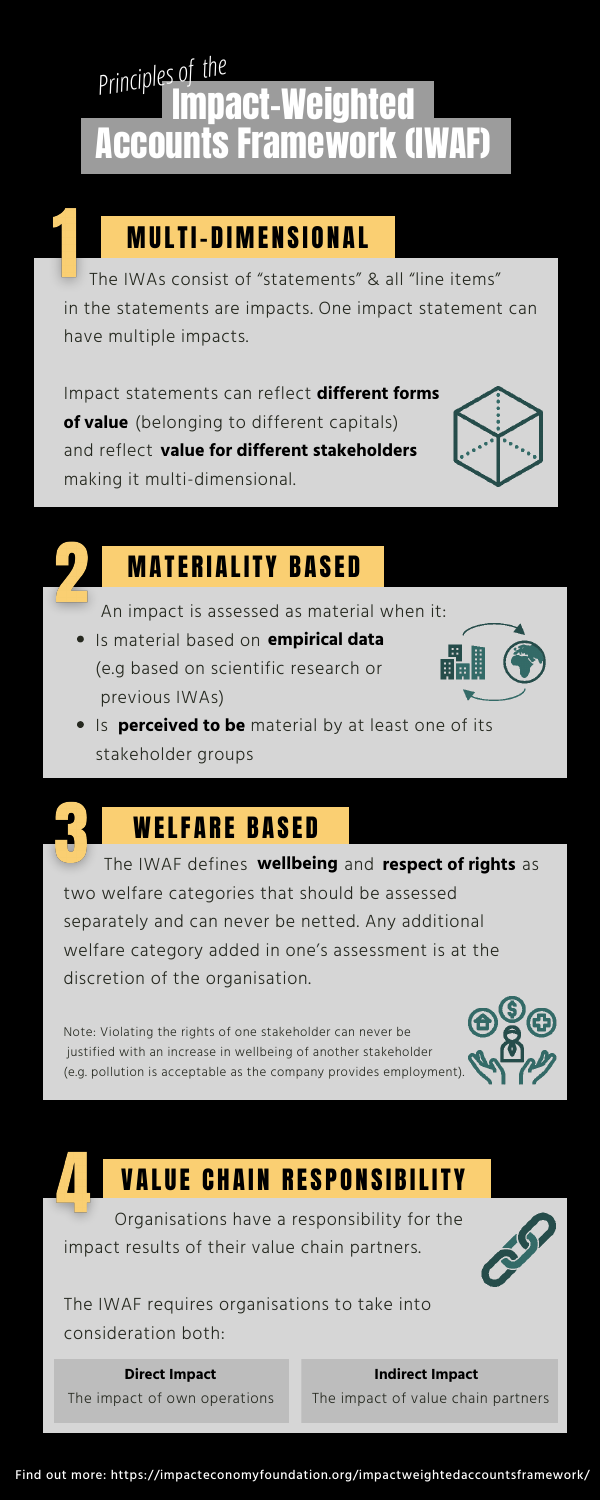# *Principles of the* Impact-Weighted Accounts Framework (IWAF)

## 1 MULTI-DIMENSIONAL

The IWAs consist of "statements" & all "line items" in the statements are impacts. One impact statement can have multiple impacts.

Impact statements can reflect **different forms of value** (belonging to different capitals) and reflect **value for different stakeholders** making it multi-dimensional.

## 2 MATERIALITY BASED

An impact is assessed as material when it:

- Is material based on **empirical data** (e.g based on scientific research or previous IWAs)
- Is **perceived to be** material by at least one of its stakeholder groups

## 3 WELFARE BASED

The IWAF defines **wellbeing** and **respect of rights** as two welfare categories that should be assessed separately and can never be netted. Any additional welfare category added in one's assessment is at the discretion of the organisation.

Note: Violating the rights of one stakeholder can never be justified with an increase in wellbeing of another stakeholder (e.g. pollution is acceptable as the company provides employment).

## 4 VALUE CHAIN RESPONSIBILITY

Organisations have a responsibility for the impact results of their value chain partners.

The IWAF requires organisations to take into consideration both:

| **Direct Impact** | **Indirect Impact** |
|---|---|
| The impact of own operations | The impact of value chain partners |

Find out more: https://impacteconomyfoundation.org/impactweightedaccountsframework/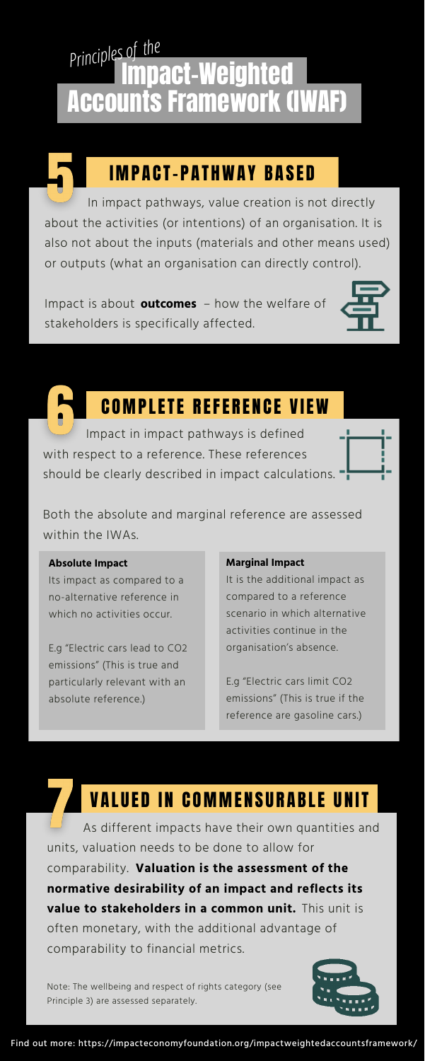# Principles of the Impact-Weighted Accounts Framework (IWAF)

## 5 IMPACT-PATHWAY BASED

In impact pathways, value creation is not directly about the activities (or intentions) of an organisation. It is also not about the inputs (materials and other means used) or outputs (what an organisation can directly control).

Impact is about **outcomes** – how the welfare of stakeholders is specifically affected.

## 6 COMPLETE REFERENCE VIEW

Impact in impact pathways is defined with respect to a reference. These references should be clearly described in impact calculations.

Both the absolute and marginal reference are assessed within the IWAs.

**Absolute Impact**

Its impact as compared to a no-alternative reference in which no activities occur.

E.g "Electric cars lead to $CO_2$ emissions" (This is true and particularly relevant with an absolute reference.)

**Marginal Impact**

It is the additional impact as compared to a reference scenario in which alternative activities continue in the organisation's absence.

E.g "Electric cars limit $CO_2$ emissions" (This is true if the reference are gasoline cars.)

## 7 VALUED IN COMMENSURABLE UNIT

As different impacts have their own quantities and units, valuation needs to be done to allow for comparability. **Valuation is the assessment of the normative desirability of an impact and reflects its value to stakeholders in a common unit.** This unit is often monetary, with the additional advantage of comparability to financial metrics.

Note: The wellbeing and respect of rights category (see Principle 3) are assessed separately.

Find out more: https://impacteconomyfoundation.org/impactweightedaccountsframework/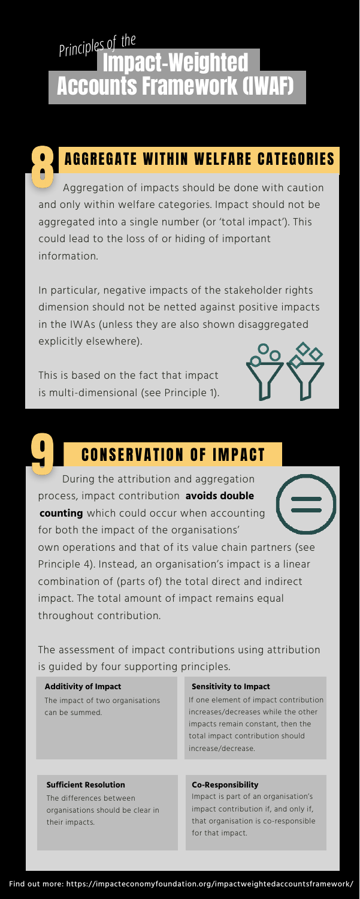# *Principles of the* Impact-Weighted Accounts Framework (IWAF)

## 8 AGGREGATE WITHIN WELFARE CATEGORIES

Aggregation of impacts should be done with caution and only within welfare categories. Impact should not be aggregated into a single number (or 'total impact'). This could lead to the loss of or hiding of important information.

In particular, negative impacts of the stakeholder rights dimension should not be netted against positive impacts in the IWAs (unless they are also shown disaggregated explicitly elsewhere).

This is based on the fact that impact is multi-dimensional (see Principle 1).

## 9 CONSERVATION OF IMPACT

During the attribution and aggregation process, impact contribution **avoids double counting** which could occur when accounting for both the impact of the organisations' own operations and that of its value chain partners (see Principle 4). Instead, an organisation's impact is a linear combination of (parts of) the total direct and indirect impact. The total amount of impact remains equal throughout contribution.

The assessment of impact contributions using attribution is guided by four supporting principles.

**Additivity of Impact**
The impact of two organisations can be summed.

**Sensitivity to Impact**
If one element of impact contribution increases/decreases while the other impacts remain constant, then the total impact contribution should increase/decrease.

**Sufficient Resolution**
The differences between organisations should be clear in their impacts.

**Co-Responsibility**
Impact is part of an organisation's impact contribution if, and only if, that organisation is co-responsible for that impact.

Find out more: https://impacteconomyfoundation.org/impactweightedaccountsframework/